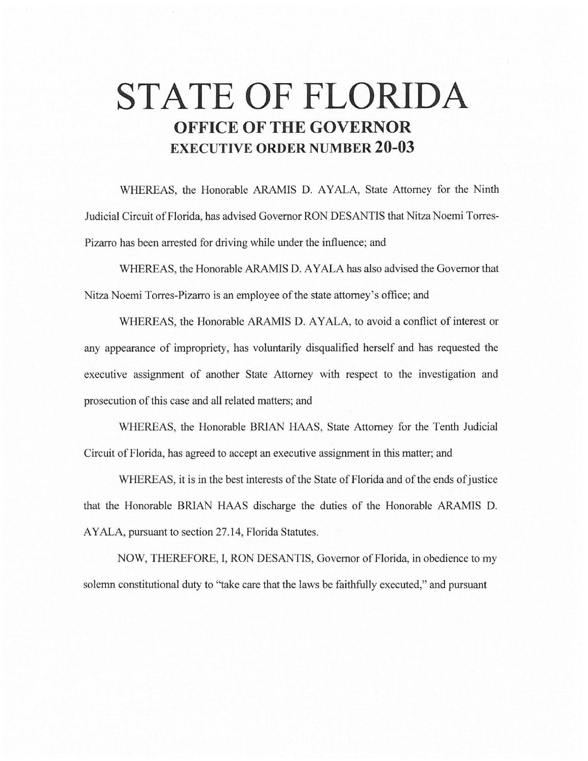# STATE OF FLORIDA

## OFFICE OF THE GOVERNOR

## EXECUTIVE ORDER NUMBER 20-03

WHEREAS, the Honorable ARAMIS D. AYALA, State Attorney for the Ninth Judicial Circuit of Florida, has advised Governor RON DESANTIS that Nitza Noemi Torres-Pizarro has been arrested for driving while under the influence; and

WHEREAS, the Honorable ARAMIS D. AYALA has also advised the Governor that Nitza Noemi Torres-Pizarro is an employee of the state attorney's office; and

WHEREAS, the Honorable ARAMIS D. AYALA, to avoid a conflict of interest or any appearance of impropriety, has voluntarily disqualified herself and has requested the executive assignment of another State Attorney with respect to the investigation and prosecution of this case and all related matters; and

WHEREAS, the Honorable BRIAN HAAS, State Attorney for the Tenth Judicial Circuit of Florida, has agreed to accept an executive assignment in this matter; and

WHEREAS, it is in the best interests of the State of Florida and of the ends of justice that the Honorable BRIAN HAAS discharge the duties of the Honorable ARAMIS D. AYALA, pursuant to section 27.14, Florida Statutes.

NOW, THEREFORE, I, RON DESANTIS, Governor of Florida, in obedience to my solemn constitutional duty to "take care that the laws be faithfully executed," and pursuant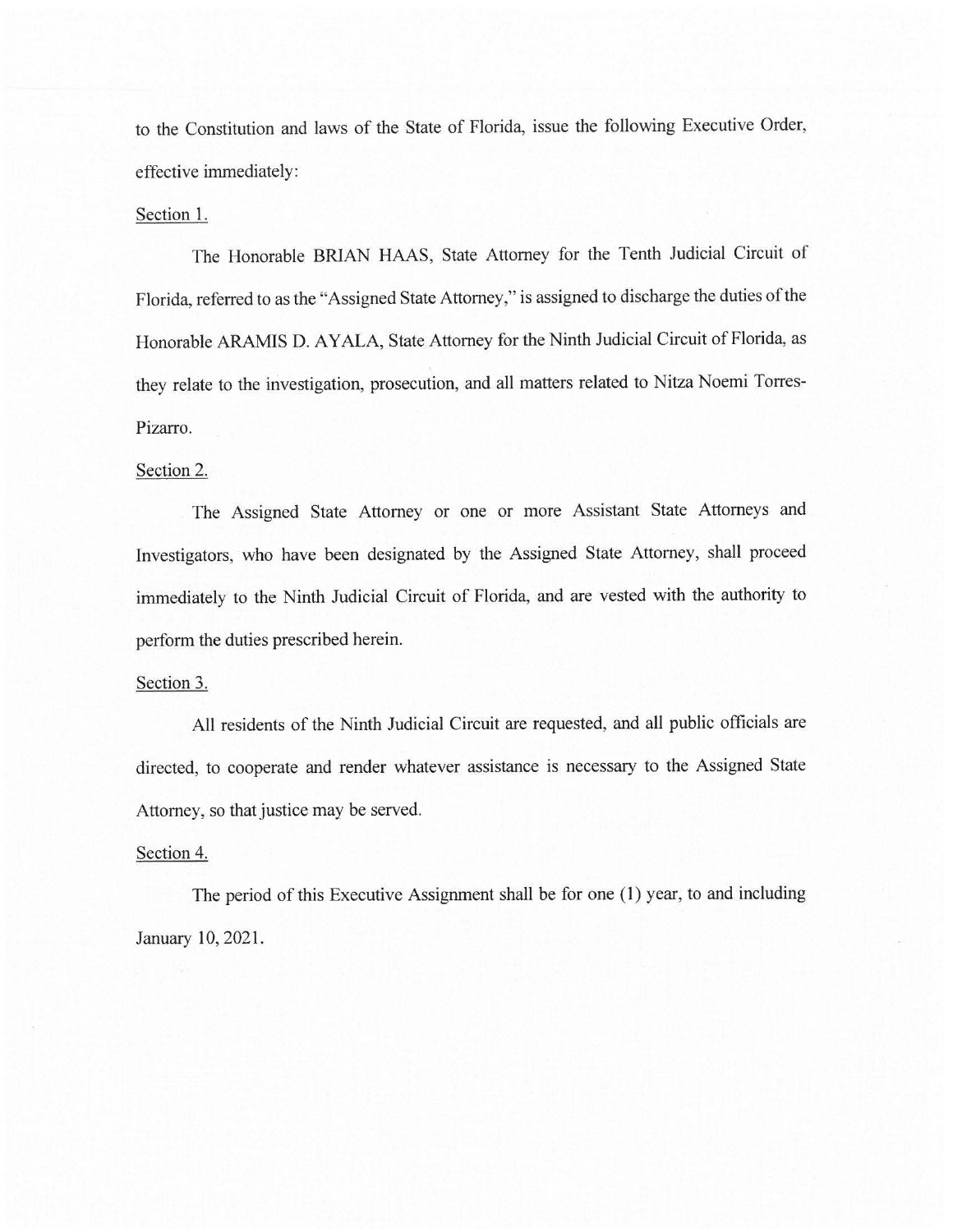to the Constitution and laws of the State of Florida, issue the following Executive Order, effective immediately:

Section 1.

The Honorable BRIAN HAAS, State Attorney for the Tenth Judicial Circuit of Florida, referred to as the "Assigned State Attorney," is assigned to discharge the duties of the Honorable ARAMIS D. AYALA, State Attorney for the Ninth Judicial Circuit of Florida, as they relate to the investigation, prosecution, and all matters related to Nitza Noemi Torres-Pizarro.

Section 2.

The Assigned State Attorney or one or more Assistant State Attorneys and Investigators, who have been designated by the Assigned State Attorney, shall proceed immediately to the Ninth Judicial Circuit of Florida, and are vested with the authority to perform the duties prescribed herein.

Section 3.

All residents of the Ninth Judicial Circuit are requested, and all public officials are directed, to cooperate and render whatever assistance is necessary to the Assigned State Attorney, so that justice may be served.

Section 4.

The period of this Executive Assignment shall be for one (1) year, to and including January 10, 2021.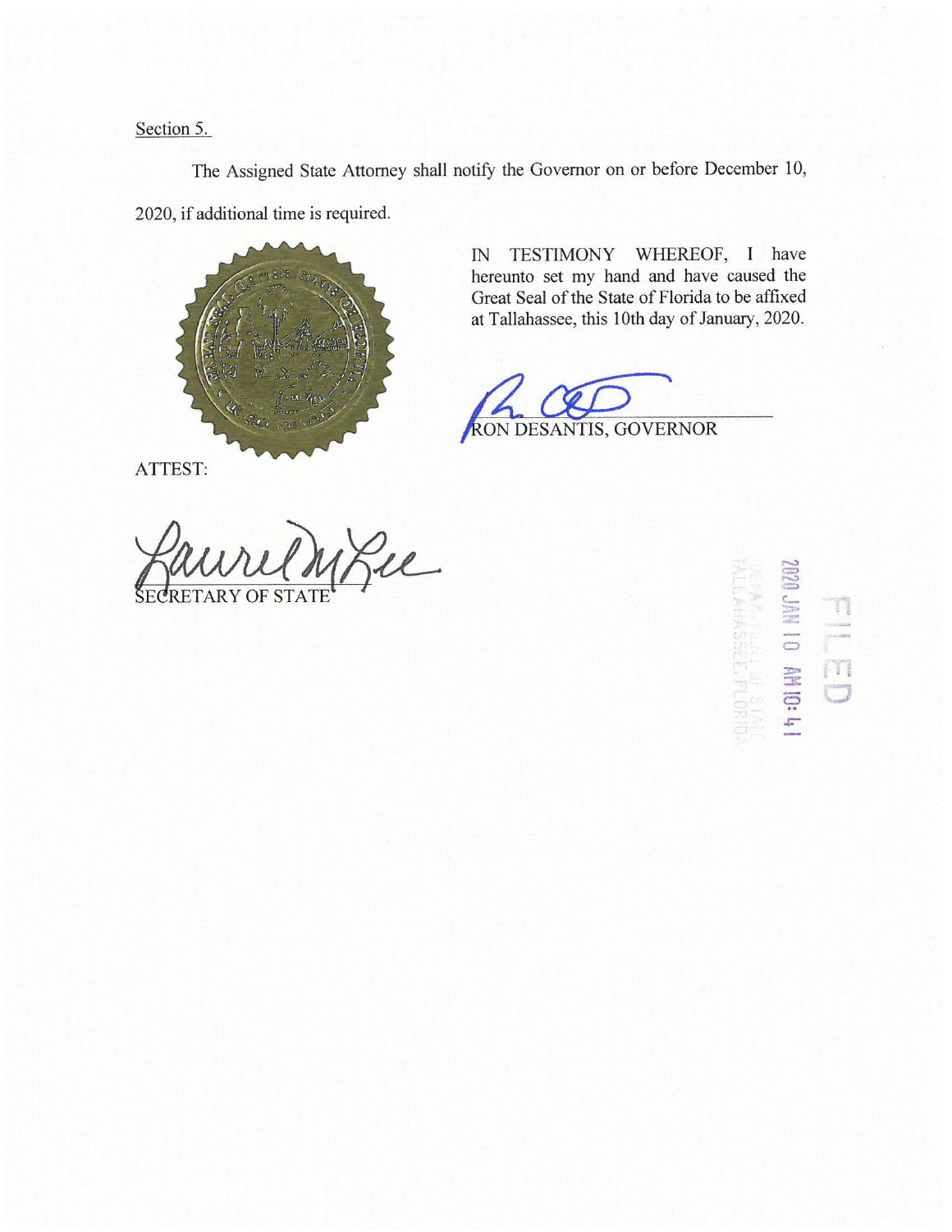Section 5.

The Assigned State Attorney shall notify the Governor on or before December 10, 2020, if additional time is required.

IN TESTIMONY WHEREOF, I have hereunto set my hand and have caused the Great Seal of the State of Florida to be affixed at Tallahassee, this 10th day of January, 2020.

RON DESANTIS, GOVERNOR

ATTEST:

SECRETARY OF STATE

FILED

2020 JAN 10 AM 10:41

DEPARTMENT OF STATE
TALLAHASSEE, FLORIDA